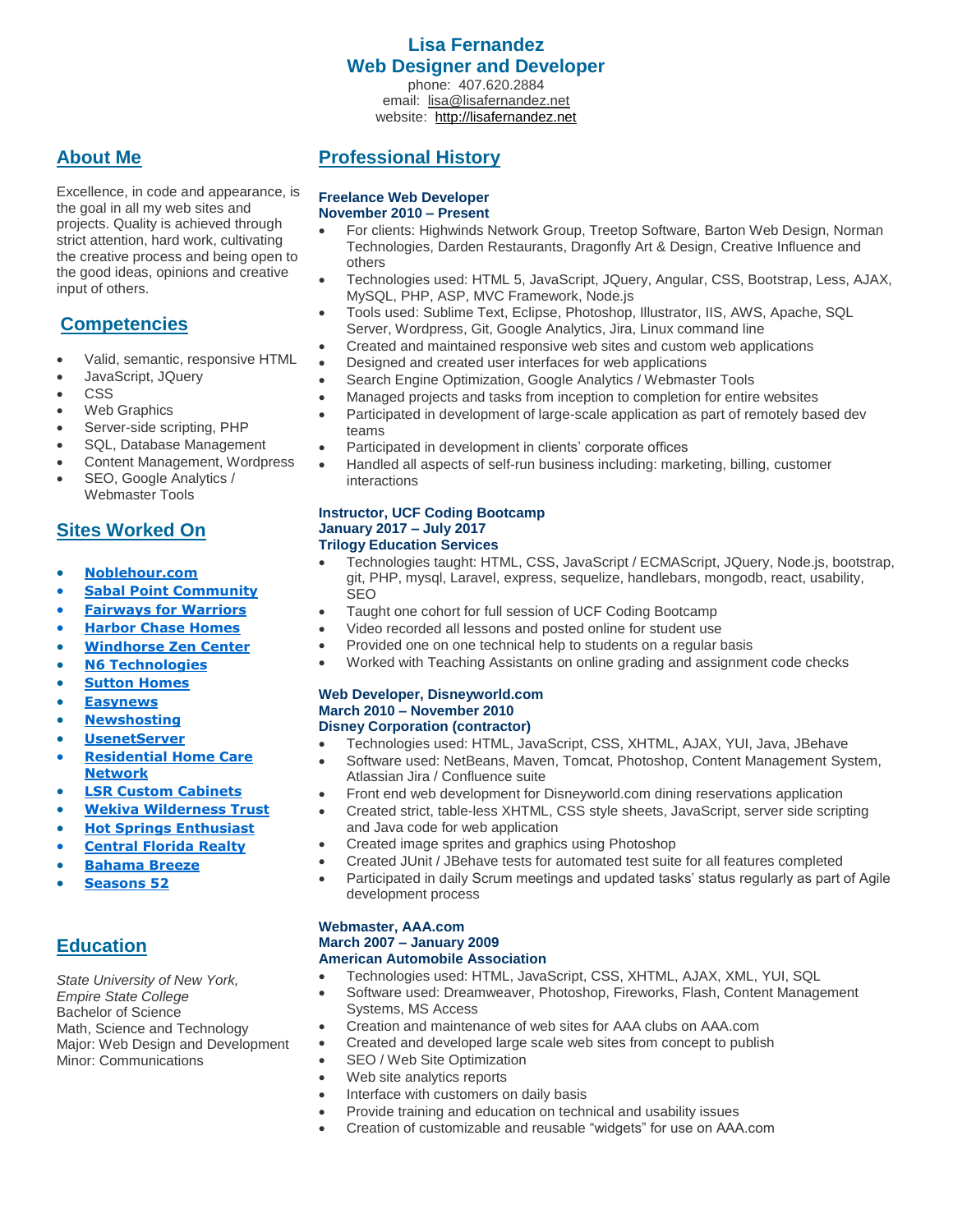# Lisa Fernandez
## Web Designer and Developer

phone: 407.620.2884
email: lisa@lisafernandez.net
website: http://lisafernandez.net

## About Me

Excellence, in code and appearance, is the goal in all my web sites and projects. Quality is achieved through strict attention, hard work, cultivating the creative process and being open to the good ideas, opinions and creative input of others.

## Competencies

- Valid, semantic, responsive HTML
- JavaScript, JQuery
- CSS
- Web Graphics
- Server-side scripting, PHP
- SQL, Database Management
- Content Management, Wordpress
- SEO, Google Analytics / Webmaster Tools

## Sites Worked On

- **Noblehour.com**
- **Sabal Point Community**
- **Fairways for Warriors**
- **Harbor Chase Homes**
- **Windhorse Zen Center**
- **N6 Technologies**
- **Sutton Homes**
- **Easynews**
- **Newshosting**
- **UsenetServer**
- **Residential Home Care Network**
- **LSR Custom Cabinets**
- **Wekiva Wilderness Trust**
- **Hot Springs Enthusiast**
- **Central Florida Realty**
- **Bahama Breeze**
- **Seasons 52**

## Education

*State University of New York, Empire State College*
Bachelor of Science
Math, Science and Technology
Major: Web Design and Development
Minor: Communications

## Professional History

**Freelance Web Developer**
**November 2010 – Present**

- For clients: Highwinds Network Group, Treetop Software, Barton Web Design, Norman Technologies, Darden Restaurants, Dragonfly Art & Design, Creative Influence and others
- Technologies used: HTML 5, JavaScript, JQuery, Angular, CSS, Bootstrap, Less, AJAX, MySQL, PHP, ASP, MVC Framework, Node.js
- Tools used: Sublime Text, Eclipse, Photoshop, Illustrator, IIS, AWS, Apache, SQL Server, Wordpress, Git, Google Analytics, Jira, Linux command line
- Created and maintained responsive web sites and custom web applications
- Designed and created user interfaces for web applications
- Search Engine Optimization, Google Analytics / Webmaster Tools
- Managed projects and tasks from inception to completion for entire websites
- Participated in development of large-scale application as part of remotely based dev teams
- Participated in development in clients' corporate offices
- Handled all aspects of self-run business including: marketing, billing, customer interactions

**Instructor, UCF Coding Bootcamp**
**January 2017 – July 2017**
**Trilogy Education Services**

- Technologies taught: HTML, CSS, JavaScript / ECMAScript, JQuery, Node.js, bootstrap, git, PHP, mysql, Laravel, express, sequelize, handlebars, mongodb, react, usability, SEO
- Taught one cohort for full session of UCF Coding Bootcamp
- Video recorded all lessons and posted online for student use
- Provided one on one technical help to students on a regular basis
- Worked with Teaching Assistants on online grading and assignment code checks

**Web Developer, Disneyworld.com**
**March 2010 – November 2010**
**Disney Corporation (contractor)**

- Technologies used: HTML, JavaScript, CSS, XHTML, AJAX, YUI, Java, JBehave
- Software used: NetBeans, Maven, Tomcat, Photoshop, Content Management System, Atlassian Jira / Confluence suite
- Front end web development for Disneyworld.com dining reservations application
- Created strict, table-less XHTML, CSS style sheets, JavaScript, server side scripting and Java code for web application
- Created image sprites and graphics using Photoshop
- Created JUnit / JBehave tests for automated test suite for all features completed
- Participated in daily Scrum meetings and updated tasks' status regularly as part of Agile development process

**Webmaster, AAA.com**
**March 2007 – January 2009**
**American Automobile Association**

- Technologies used: HTML, JavaScript, CSS, XHTML, AJAX, XML, YUI, SQL
- Software used: Dreamweaver, Photoshop, Fireworks, Flash, Content Management Systems, MS Access
- Creation and maintenance of web sites for AAA clubs on AAA.com
- Created and developed large scale web sites from concept to publish
- SEO / Web Site Optimization
- Web site analytics reports
- Interface with customers on daily basis
- Provide training and education on technical and usability issues
- Creation of customizable and reusable "widgets" for use on AAA.com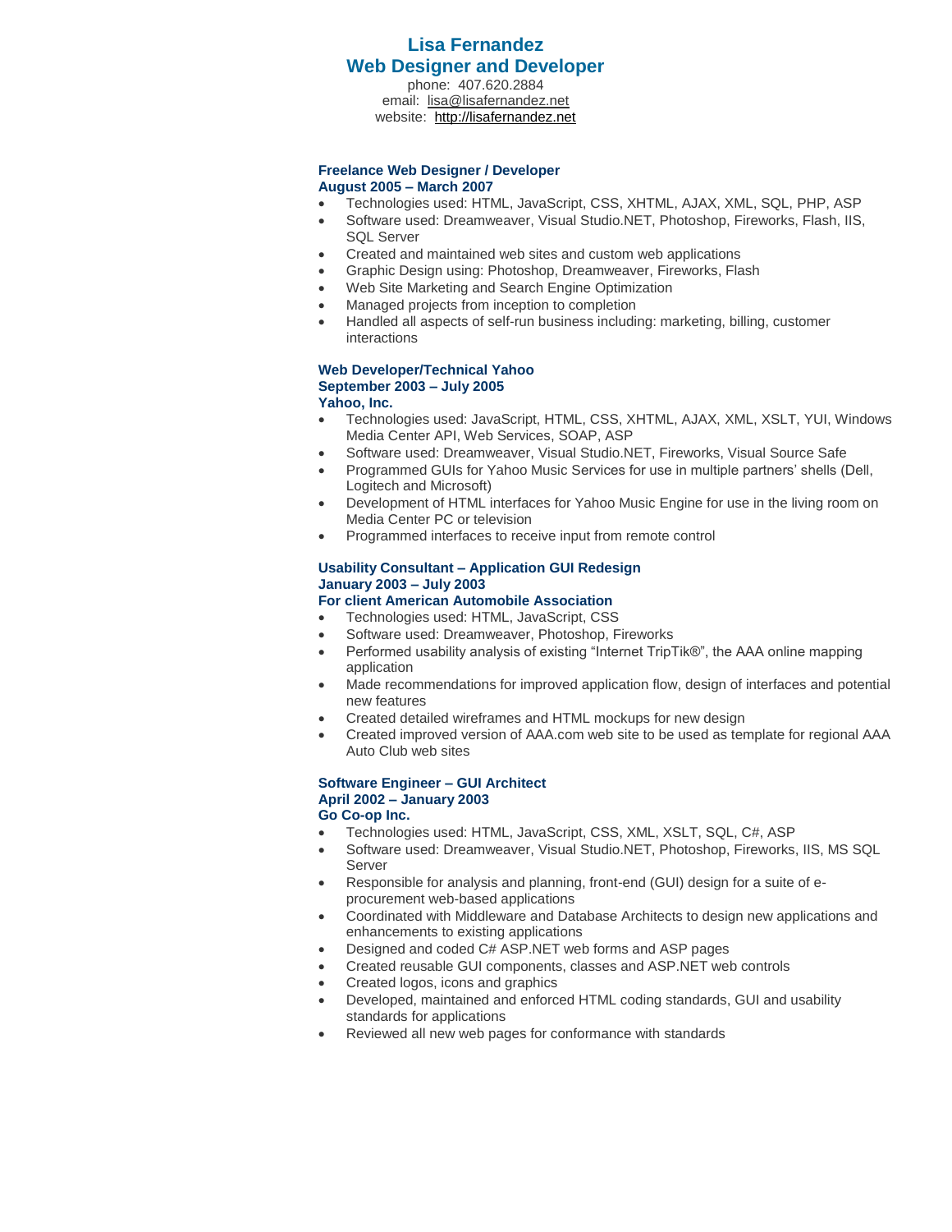# Lisa Fernandez
## Web Designer and Developer

phone: 407.620.2884
email: lisa@lisafernandez.net
website: http://lisafernandez.net

### Freelance Web Designer / Developer
**August 2005 – March 2007**

- Technologies used: HTML, JavaScript, CSS, XHTML, AJAX, XML, SQL, PHP, ASP
- Software used: Dreamweaver, Visual Studio.NET, Photoshop, Fireworks, Flash, IIS, SQL Server
- Created and maintained web sites and custom web applications
- Graphic Design using: Photoshop, Dreamweaver, Fireworks, Flash
- Web Site Marketing and Search Engine Optimization
- Managed projects from inception to completion
- Handled all aspects of self-run business including: marketing, billing, customer interactions

### Web Developer/Technical Yahoo
**September 2003 – July 2005**
**Yahoo, Inc.**

- Technologies used: JavaScript, HTML, CSS, XHTML, AJAX, XML, XSLT, YUI, Windows Media Center API, Web Services, SOAP, ASP
- Software used: Dreamweaver, Visual Studio.NET, Fireworks, Visual Source Safe
- Programmed GUIs for Yahoo Music Services for use in multiple partners' shells (Dell, Logitech and Microsoft)
- Development of HTML interfaces for Yahoo Music Engine for use in the living room on Media Center PC or television
- Programmed interfaces to receive input from remote control

### Usability Consultant – Application GUI Redesign
**January 2003 – July 2003**
**For client American Automobile Association**

- Technologies used: HTML, JavaScript, CSS
- Software used: Dreamweaver, Photoshop, Fireworks
- Performed usability analysis of existing "Internet TripTik®", the AAA online mapping application
- Made recommendations for improved application flow, design of interfaces and potential new features
- Created detailed wireframes and HTML mockups for new design
- Created improved version of AAA.com web site to be used as template for regional AAA Auto Club web sites

### Software Engineer – GUI Architect
**April 2002 – January 2003**
**Go Co-op Inc.**

- Technologies used: HTML, JavaScript, CSS, XML, XSLT, SQL, C#, ASP
- Software used: Dreamweaver, Visual Studio.NET, Photoshop, Fireworks, IIS, MS SQL Server
- Responsible for analysis and planning, front-end (GUI) design for a suite of e-procurement web-based applications
- Coordinated with Middleware and Database Architects to design new applications and enhancements to existing applications
- Designed and coded C# ASP.NET web forms and ASP pages
- Created reusable GUI components, classes and ASP.NET web controls
- Created logos, icons and graphics
- Developed, maintained and enforced HTML coding standards, GUI and usability standards for applications
- Reviewed all new web pages for conformance with standards